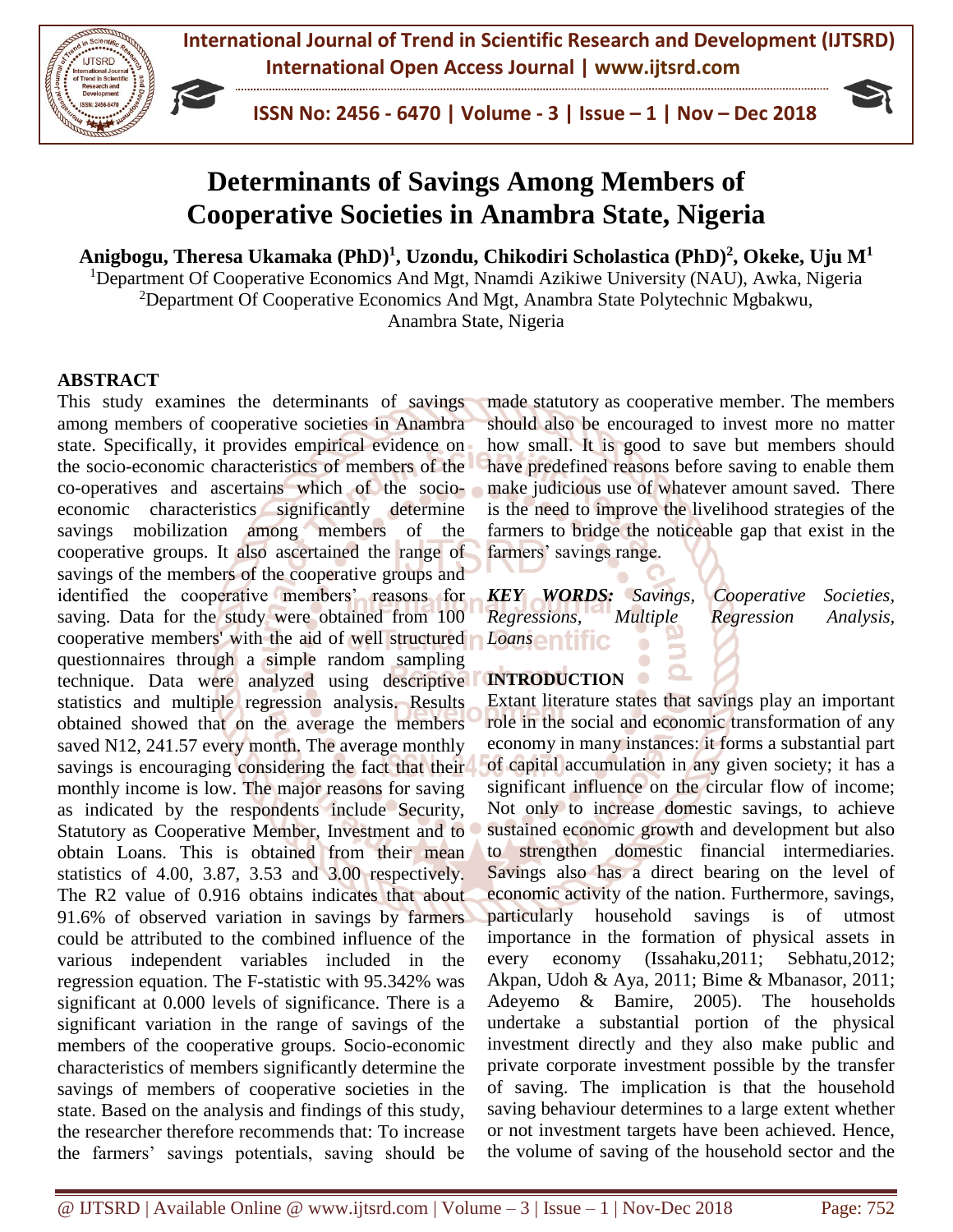# Determinants of Savings Among Members of Cooperative Societies in Anambra State, Nigeria

**Anigbogu, Theresa Ukamaka (PhD)[1], Uzondu, Chikodiri Scholastica (PhD)[2], Okeke, Uju M[1]**

[1]Department Of Cooperative Economics And Mgt, Nnamdi Azikiwe University (NAU), Awka, Nigeria
[2]Department Of Cooperative Economics And Mgt, Anambra State Polytechnic Mgbakwu, Anambra State, Nigeria

## ABSTRACT

This study examines the determinants of savings among members of cooperative societies in Anambra state. Specifically, it provides empirical evidence on the socio-economic characteristics of members of the co-operatives and ascertains which of the socio-economic characteristics significantly determine savings mobilization among members of the cooperative groups. It also ascertained the range of savings of the members of the cooperative groups and identified the cooperative members' reasons for saving. Data for the study were obtained from 100 cooperative members' with the aid of well structured questionnaires through a simple random sampling technique. Data were analyzed using descriptive statistics and multiple regression analysis. Results obtained showed that on the average the members saved N12, 241.57 every month. The average monthly savings is encouraging considering the fact that their monthly income is low. The major reasons for saving as indicated by the respondents include Security, Statutory as Cooperative Member, Investment and to obtain Loans. This is obtained from their mean statistics of 4.00, 3.87, 3.53 and 3.00 respectively. The R2 value of 0.916 obtains indicates that about 91.6% of observed variation in savings by farmers could be attributed to the combined influence of the various independent variables included in the regression equation. The F-statistic with 95.342% was significant at 0.000 levels of significance. There is a significant variation in the range of savings of the members of the cooperative groups. Socio-economic characteristics of members significantly determine the savings of members of cooperative societies in the state. Based on the analysis and findings of this study, the researcher therefore recommends that: To increase the farmers' savings potentials, saving should be made statutory as cooperative member. The members should also be encouraged to invest more no matter how small. It is good to save but members should have predefined reasons before saving to enable them make judicious use of whatever amount saved. There is the need to improve the livelihood strategies of the farmers to bridge the noticeable gap that exist in the farmers' savings range.

***KEY WORDS:*** *Savings, Cooperative Societies, Regressions, Multiple Regression Analysis, Loans*

## INTRODUCTION

Extant literature states that savings play an important role in the social and economic transformation of any economy in many instances: it forms a substantial part of capital accumulation in any given society; it has a significant influence on the circular flow of income; Not only to increase domestic savings, to achieve sustained economic growth and development but also to strengthen domestic financial intermediaries. Savings also has a direct bearing on the level of economic activity of the nation. Furthermore, savings, particularly household savings is of utmost importance in the formation of physical assets in every economy (Issahaku,2011; Sebhatu,2012; Akpan, Udoh & Aya, 2011; Bime & Mbanasor, 2011; Adeyemo & Bamire, 2005). The households undertake a substantial portion of the physical investment directly and they also make public and private corporate investment possible by the transfer of saving. The implication is that the household saving behaviour determines to a large extent whether or not investment targets have been achieved. Hence, the volume of saving of the household sector and the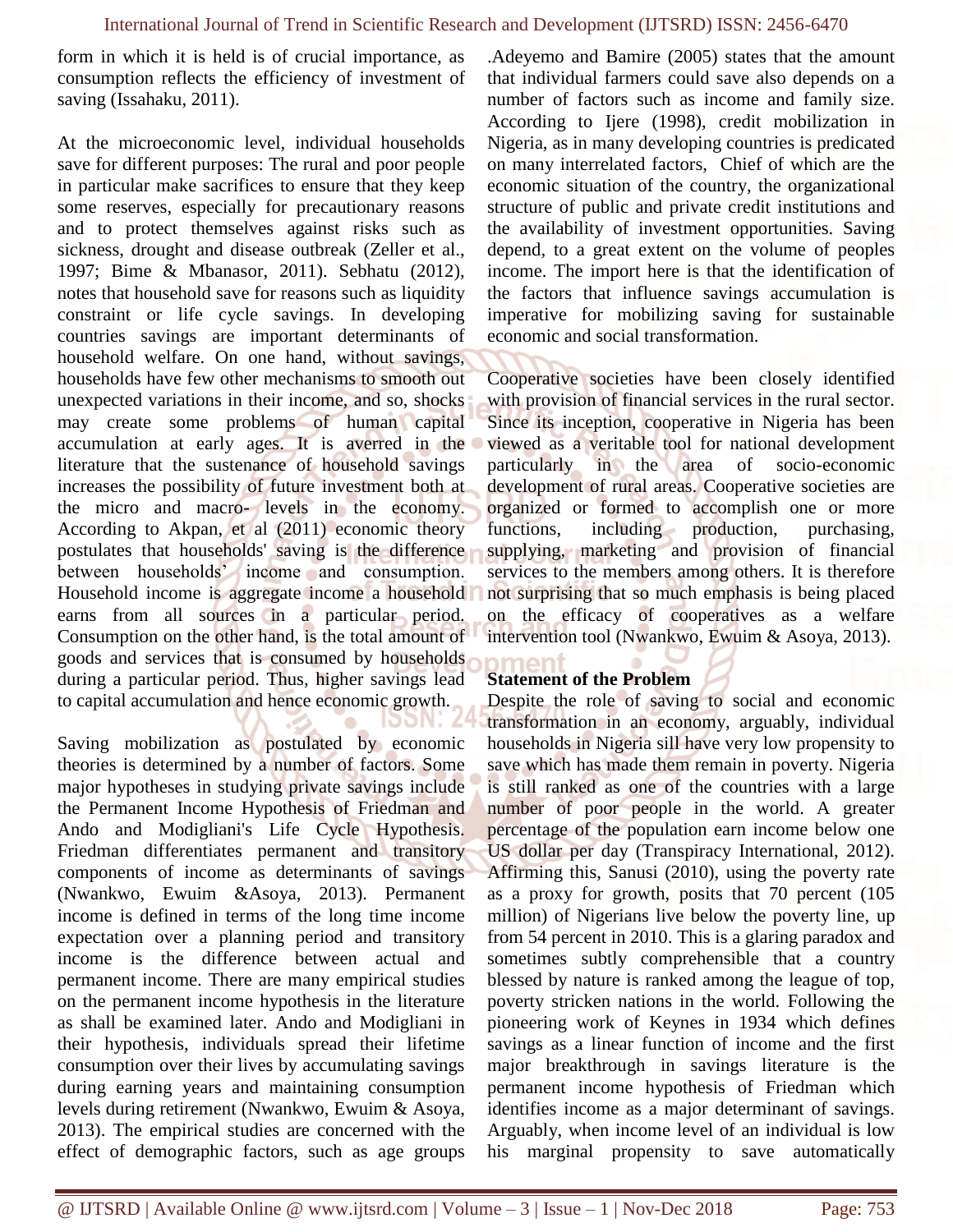form in which it is held is of crucial importance, as consumption reflects the efficiency of investment of saving (Issahaku, 2011).

At the microeconomic level, individual households save for different purposes: The rural and poor people in particular make sacrifices to ensure that they keep some reserves, especially for precautionary reasons and to protect themselves against risks such as sickness, drought and disease outbreak (Zeller et al., 1997; Bime & Mbanasor, 2011). Sebhatu (2012), notes that household save for reasons such as liquidity constraint or life cycle savings. In developing countries savings are important determinants of household welfare. On one hand, without savings, households have few other mechanisms to smooth out unexpected variations in their income, and so, shocks may create some problems of human capital accumulation at early ages. It is averred in the literature that the sustenance of household savings increases the possibility of future investment both at the micro and macro- levels in the economy. According to Akpan, et al (2011) economic theory postulates that households' saving is the difference between households' income and consumption. Household income is aggregate income a household earns from all sources in a particular period. Consumption on the other hand, is the total amount of goods and services that is consumed by households during a particular period. Thus, higher savings lead to capital accumulation and hence economic growth.

Saving mobilization as postulated by economic theories is determined by a number of factors. Some major hypotheses in studying private savings include the Permanent Income Hypothesis of Friedman and Ando and Modigliani's Life Cycle Hypothesis. Friedman differentiates permanent and transitory components of income as determinants of savings (Nwankwo, Ewuim &Asoya, 2013). Permanent income is defined in terms of the long time income expectation over a planning period and transitory income is the difference between actual and permanent income. There are many empirical studies on the permanent income hypothesis in the literature as shall be examined later. Ando and Modigliani in their hypothesis, individuals spread their lifetime consumption over their lives by accumulating savings during earning years and maintaining consumption levels during retirement (Nwankwo, Ewuim & Asoya, 2013). The empirical studies are concerned with the effect of demographic factors, such as age groups .Adeyemo and Bamire (2005) states that the amount that individual farmers could save also depends on a number of factors such as income and family size. According to Ijere (1998), credit mobilization in Nigeria, as in many developing countries is predicated on many interrelated factors, Chief of which are the economic situation of the country, the organizational structure of public and private credit institutions and the availability of investment opportunities. Saving depend, to a great extent on the volume of peoples income. The import here is that the identification of the factors that influence savings accumulation is imperative for mobilizing saving for sustainable economic and social transformation.

Cooperative societies have been closely identified with provision of financial services in the rural sector. Since its inception, cooperative in Nigeria has been viewed as a veritable tool for national development particularly in the area of socio-economic development of rural areas. Cooperative societies are organized or formed to accomplish one or more functions, including production, purchasing, supplying, marketing and provision of financial services to the members among others. It is therefore not surprising that so much emphasis is being placed on the efficacy of cooperatives as a welfare intervention tool (Nwankwo, Ewuim & Asoya, 2013).

**Statement of the Problem**

Despite the role of saving to social and economic transformation in an economy, arguably, individual households in Nigeria sill have very low propensity to save which has made them remain in poverty. Nigeria is still ranked as one of the countries with a large number of poor people in the world. A greater percentage of the population earn income below one US dollar per day (Transpiracy International, 2012). Affirming this, Sanusi (2010), using the poverty rate as a proxy for growth, posits that 70 percent (105 million) of Nigerians live below the poverty line, up from 54 percent in 2010. This is a glaring paradox and sometimes subtly comprehensible that a country blessed by nature is ranked among the league of top, poverty stricken nations in the world. Following the pioneering work of Keynes in 1934 which defines savings as a linear function of income and the first major breakthrough in savings literature is the permanent income hypothesis of Friedman which identifies income as a major determinant of savings. Arguably, when income level of an individual is low his marginal propensity to save automatically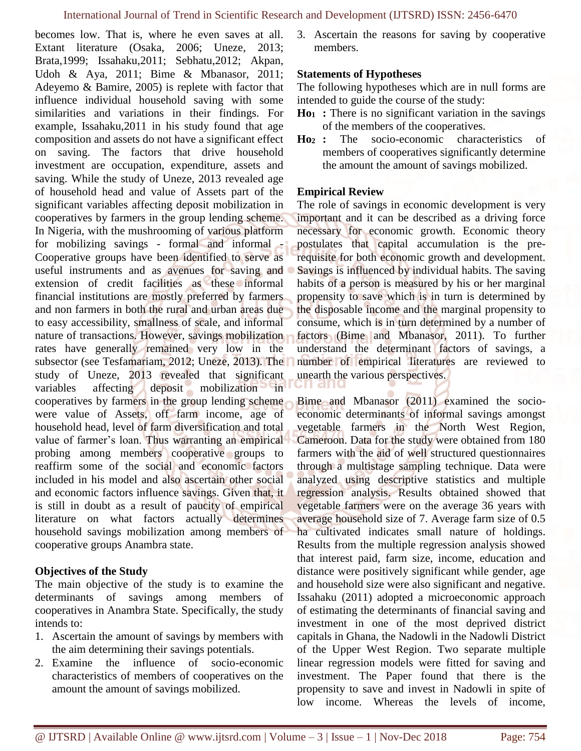becomes low. That is, where he even saves at all. Extant literature (Osaka, 2006; Uneze, 2013; Brata,1999; Issahaku,2011; Sebhatu,2012; Akpan, Udoh & Aya, 2011; Bime & Mbanasor, 2011; Adeyemo & Bamire, 2005) is replete with factor that influence individual household saving with some similarities and variations in their findings. For example, Issahaku,2011 in his study found that age composition and assets do not have a significant effect on saving. The factors that drive household investment are occupation, expenditure, assets and saving. While the study of Uneze, 2013 revealed age of household head and value of Assets part of the significant variables affecting deposit mobilization in cooperatives by farmers in the group lending scheme. In Nigeria, with the mushrooming of various platform for mobilizing savings - formal and informal - Cooperative groups have been identified to serve as useful instruments and as avenues for saving and extension of credit facilities as these informal financial institutions are mostly preferred by farmers and non farmers in both the rural and urban areas due to easy accessibility, smallness of scale, and informal nature of transactions. However, savings mobilization rates have generally remained very low in the subsector (see Tesfamariam, 2012; Uneze, 2013). The study of Uneze, 2013 revealed that significant variables affecting deposit mobilization in cooperatives by farmers in the group lending scheme were value of Assets, off farm income, age of household head, level of farm diversification and total value of farmer's loan. Thus warranting an empirical probing among members cooperative groups to reaffirm some of the social and economic factors included in his model and also ascertain other social and economic factors influence savings. Given that, it is still in doubt as a result of paucity of empirical literature on what factors actually determines household savings mobilization among members of cooperative groups Anambra state.

### Objectives of the Study

The main objective of the study is to examine the determinants of savings among members of cooperatives in Anambra State. Specifically, the study intends to:

1. Ascertain the amount of savings by members with the aim determining their savings potentials.
2. Examine the influence of socio-economic characteristics of members of cooperatives on the amount the amount of savings mobilized.
3. Ascertain the reasons for saving by cooperative members.

### Statements of Hypotheses

The following hypotheses which are in null forms are intended to guide the course of the study:

**$Ho_1$ :** There is no significant variation in the savings of the members of the cooperatives.

**$Ho_2$ :** The socio-economic characteristics of members of cooperatives significantly determine the amount the amount of savings mobilized.

### Empirical Review

The role of savings in economic development is very important and it can be described as a driving force necessary for economic growth. Economic theory postulates that capital accumulation is the pre-requisite for both economic growth and development. Savings is influenced by individual habits. The saving habits of a person is measured by his or her marginal propensity to save which is in turn is determined by the disposable income and the marginal propensity to consume, which is in turn determined by a number of factors (Bime and Mbanasor, 2011). To further understand the determinant factors of savings, a number of empirical literatures are reviewed to unearth the various perspectives.

Bime and Mbanasor (2011) examined the socio-economic determinants of informal savings amongst vegetable farmers in the North West Region, Cameroon. Data for the study were obtained from 180 farmers with the aid of well structured questionnaires through a multistage sampling technique. Data were analyzed using descriptive statistics and multiple regression analysis. Results obtained showed that vegetable farmers were on the average 36 years with average household size of 7. Average farm size of 0.5 ha cultivated indicates small nature of holdings. Results from the multiple regression analysis showed that interest paid, farm size, income, education and distance were positively significant while gender, age and household size were also significant and negative. Issahaku (2011) adopted a microeconomic approach of estimating the determinants of financial saving and investment in one of the most deprived district capitals in Ghana, the Nadowli in the Nadowli District of the Upper West Region. Two separate multiple linear regression models were fitted for saving and investment. The Paper found that there is the propensity to save and invest in Nadowli in spite of low income. Whereas the levels of income,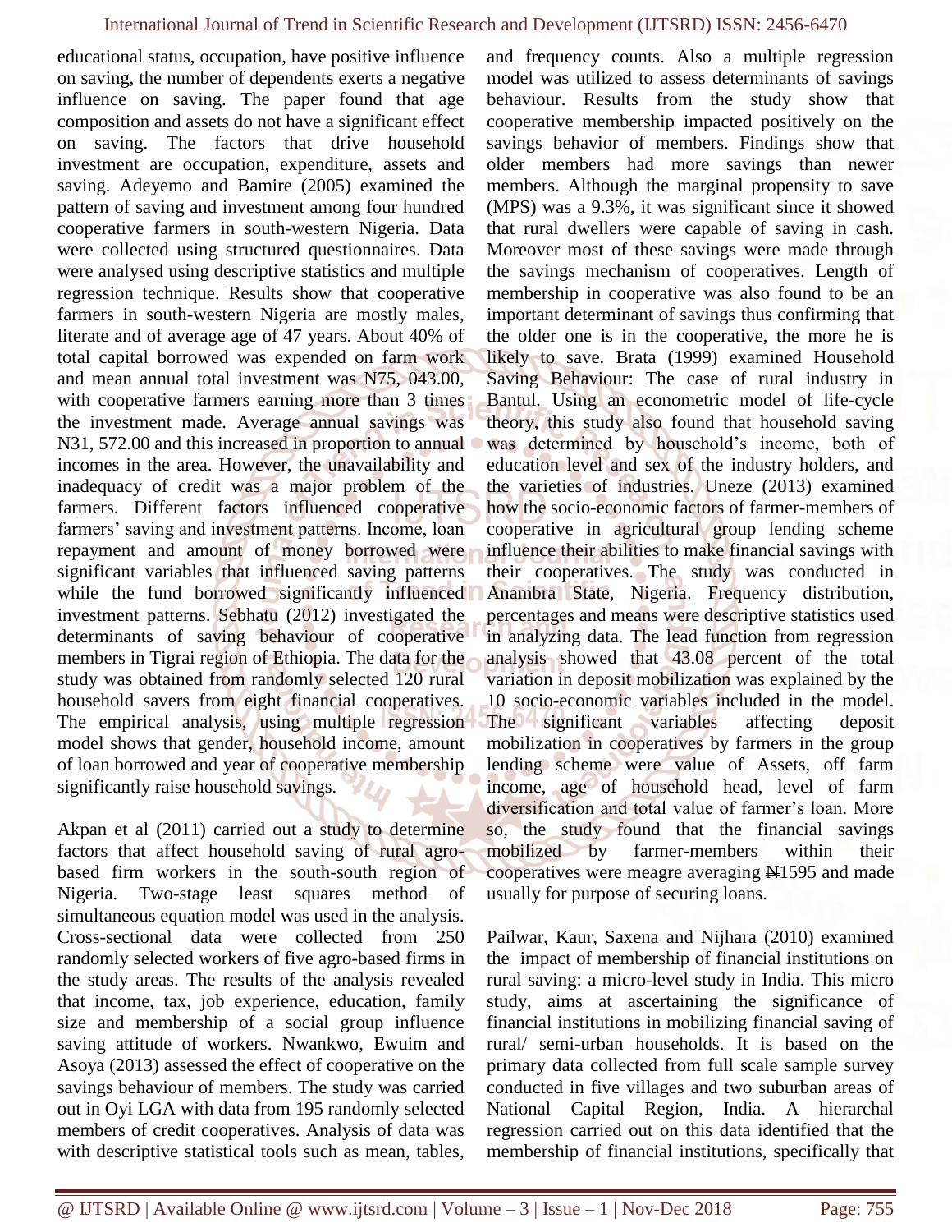educational status, occupation, have positive influence on saving, the number of dependents exerts a negative influence on saving. The paper found that age composition and assets do not have a significant effect on saving. The factors that drive household investment are occupation, expenditure, assets and saving. Adeyemo and Bamire (2005) examined the pattern of saving and investment among four hundred cooperative farmers in south-western Nigeria. Data were collected using structured questionnaires. Data were analysed using descriptive statistics and multiple regression technique. Results show that cooperative farmers in south-western Nigeria are mostly males, literate and of average age of 47 years. About 40% of total capital borrowed was expended on farm work and mean annual total investment was N75, 043.00, with cooperative farmers earning more than 3 times the investment made. Average annual savings was N31, 572.00 and this increased in proportion to annual incomes in the area. However, the unavailability and inadequacy of credit was a major problem of the farmers. Different factors influenced cooperative farmers' saving and investment patterns. Income, loan repayment and amount of money borrowed were significant variables that influenced saving patterns while the fund borrowed significantly influenced investment patterns. Sebhatu (2012) investigated the determinants of saving behaviour of cooperative members in Tigrai region of Ethiopia. The data for the study was obtained from randomly selected 120 rural household savers from eight financial cooperatives. The empirical analysis, using multiple regression model shows that gender, household income, amount of loan borrowed and year of cooperative membership significantly raise household savings.

Akpan et al (2011) carried out a study to determine factors that affect household saving of rural agro-based firm workers in the south-south region of Nigeria. Two-stage least squares method of simultaneous equation model was used in the analysis. Cross-sectional data were collected from 250 randomly selected workers of five agro-based firms in the study areas. The results of the analysis revealed that income, tax, job experience, education, family size and membership of a social group influence saving attitude of workers. Nwankwo, Ewuim and Asoya (2013) assessed the effect of cooperative on the savings behaviour of members. The study was carried out in Oyi LGA with data from 195 randomly selected members of credit cooperatives. Analysis of data was with descriptive statistical tools such as mean, tables, and frequency counts. Also a multiple regression model was utilized to assess determinants of savings behaviour. Results from the study show that cooperative membership impacted positively on the savings behavior of members. Findings show that older members had more savings than newer members. Although the marginal propensity to save (MPS) was a 9.3%, it was significant since it showed that rural dwellers were capable of saving in cash. Moreover most of these savings were made through the savings mechanism of cooperatives. Length of membership in cooperative was also found to be an important determinant of savings thus confirming that the older one is in the cooperative, the more he is likely to save. Brata (1999) examined Household Saving Behaviour: The case of rural industry in Bantul. Using an econometric model of life-cycle theory, this study also found that household saving was determined by household's income, both of education level and sex of the industry holders, and the varieties of industries. Uneze (2013) examined how the socio-economic factors of farmer-members of cooperative in agricultural group lending scheme influence their abilities to make financial savings with their cooperatives. The study was conducted in Anambra State, Nigeria. Frequency distribution, percentages and means were descriptive statistics used in analyzing data. The lead function from regression analysis showed that 43.08 percent of the total variation in deposit mobilization was explained by the 10 socio-economic variables included in the model. The significant variables affecting deposit mobilization in cooperatives by farmers in the group lending scheme were value of Assets, off farm income, age of household head, level of farm diversification and total value of farmer's loan. More so, the study found that the financial savings mobilized by farmer-members within their cooperatives were meagre averaging ₦1595 and made usually for purpose of securing loans.

Pailwar, Kaur, Saxena and Nijhara (2010) examined the impact of membership of financial institutions on rural saving: a micro-level study in India. This micro study, aims at ascertaining the significance of financial institutions in mobilizing financial saving of rural/ semi-urban households. It is based on the primary data collected from full scale sample survey conducted in five villages and two suburban areas of National Capital Region, India. A hierarchal regression carried out on this data identified that the membership of financial institutions, specifically that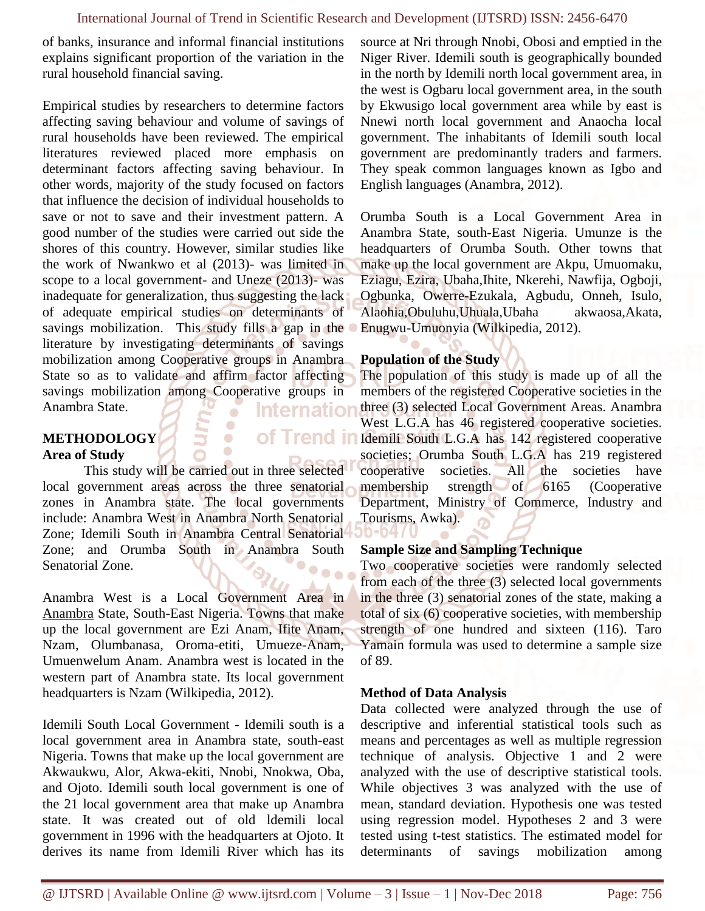of banks, insurance and informal financial institutions explains significant proportion of the variation in the rural household financial saving.

Empirical studies by researchers to determine factors affecting saving behaviour and volume of savings of rural households have been reviewed. The empirical literatures reviewed placed more emphasis on determinant factors affecting saving behaviour. In other words, majority of the study focused on factors that influence the decision of individual households to save or not to save and their investment pattern. A good number of the studies were carried out side the shores of this country. However, similar studies like the work of Nwankwo et al (2013)- was limited in scope to a local government- and Uneze (2013)- was inadequate for generalization, thus suggesting the lack of adequate empirical studies on determinants of savings mobilization. This study fills a gap in the literature by investigating determinants of savings mobilization among Cooperative groups in Anambra State so as to validate and affirm factor affecting savings mobilization among Cooperative groups in Anambra State.

## METHODOLOGY

### Area of Study

This study will be carried out in three selected local government areas across the three senatorial zones in Anambra state. The local governments include: Anambra West in Anambra North Senatorial Zone; Idemili South in Anambra Central Senatorial Zone; and Orumba South in Anambra South Senatorial Zone.

Anambra West is a Local Government Area in Anambra State, South-East Nigeria. Towns that make up the local government are Ezi Anam, Ifite Anam, Nzam, Olumbanasa, Oroma-etiti, Umueze-Anam, Umuenwelum Anam. Anambra west is located in the western part of Anambra state. Its local government headquarters is Nzam (Wilkipedia, 2012).

Idemili South Local Government - Idemili south is a local government area in Anambra state, south-east Nigeria. Towns that make up the local government are Akwaukwu, Alor, Akwa-ekiti, Nnobi, Nnokwa, Oba, and Ojoto. Idemili south local government is one of the 21 local government area that make up Anambra state. It was created out of old ldemili local government in 1996 with the headquarters at Ojoto. It derives its name from Idemili River which has its source at Nri through Nnobi, Obosi and emptied in the Niger River. Idemili south is geographically bounded in the north by Idemili north local government area, in the west is Ogbaru local government area, in the south by Ekwusigo local government area while by east is Nnewi north local government and Anaocha local government. The inhabitants of Idemili south local government are predominantly traders and farmers. They speak common languages known as Igbo and English languages (Anambra, 2012).

Orumba South is a Local Government Area in Anambra State, south-East Nigeria. Umunze is the headquarters of Orumba South. Other towns that make up the local government are Akpu, Umuomaku, Eziagu, Ezira, Ubaha,Ihite, Nkerehi, Nawfija, Ogboji, Ogbunka, Owerre-Ezukala, Agbudu, Onneh, Isulo, Alaohia,Obuluhu,Uhuala,Ubaha akwaosa,Akata, Enugwu-Umuonyia (Wilkipedia, 2012).

### Population of the Study

The population of this study is made up of all the members of the registered Cooperative societies in the three (3) selected Local Government Areas. Anambra West L.G.A has 46 registered cooperative societies. Idemili South L.G.A has 142 registered cooperative societies; Orumba South L.G.A has 219 registered cooperative societies. All the societies have membership strength of 6165 (Cooperative Department, Ministry of Commerce, Industry and Tourisms, Awka).

### Sample Size and Sampling Technique

Two cooperative societies were randomly selected from each of the three (3) selected local governments in the three (3) senatorial zones of the state, making a total of six (6) cooperative societies, with membership strength of one hundred and sixteen (116). Taro Yamain formula was used to determine a sample size of 89.

### Method of Data Analysis

Data collected were analyzed through the use of descriptive and inferential statistical tools such as means and percentages as well as multiple regression technique of analysis. Objective 1 and 2 were analyzed with the use of descriptive statistical tools. While objectives 3 was analyzed with the use of mean, standard deviation. Hypothesis one was tested using regression model. Hypotheses 2 and 3 were tested using t-test statistics. The estimated model for determinants of savings mobilization among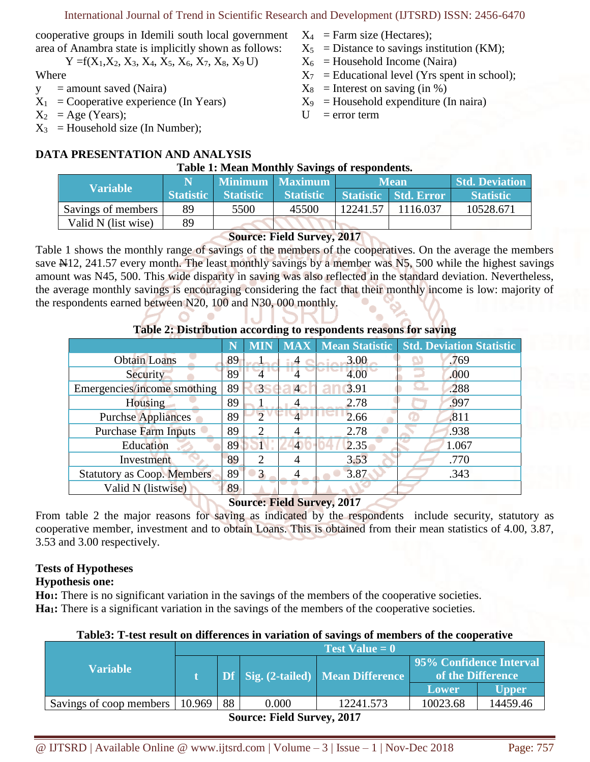cooperative groups in Idemili south local government area of Anambra state is implicitly shown as follows:

$Y = f(X_1, X_2, X_3, X_4, X_5, X_6, X_7, X_8, X_9 U)$

Where

y = amount saved (Naira)

$X_1$ = Cooperative experience (In Years)

$X_2$ = Age (Years);

$X_3$ = Household size (In Number);

$X_4$ = Farm size (Hectares);

$X_5$ = Distance to savings institution (KM);

$X_6$ = Household Income (Naira)

$X_7$ = Educational level (Yrs spent in school);

$X_8$ = Interest on saving (in %)

$X_9$ = Household expenditure (In naira)

U = error term

## DATA PRESENTATION AND ANALYSIS

**Table 1: Mean Monthly Savings of respondents.**

| Variable | N | Minimum | Maximum | Mean | | Std. Deviation |
|---|---|---|---|---|---|---|
| | Statistic | Statistic | Statistic | Statistic | Std. Error | Statistic |
| Savings of members | 89 | 5500 | 45500 | 12241.57 | 1116.037 | 10528.671 |
| Valid N (list wise) | 89 | | | | | |

**Source: Field Survey, 2017**

Table 1 shows the monthly range of savings of the members of the cooperatives. On the average the members save ₦12, 241.57 every month. The least monthly savings by a member was N5, 500 while the highest savings amount was N45, 500. This wide disparity in saving was also reflected in the standard deviation. Nevertheless, the average monthly savings is encouraging considering the fact that their monthly income is low: majority of the respondents earned between N20, 100 and N30, 000 monthly.

**Table 2: Distribution according to respondents reasons for saving**

| | N | MIN | MAX | Mean Statistic | Std. Deviation Statistic |
|---|---|---|---|---|---|
| Obtain Loans | 89 | 1 | 4 | 3.00 | .769 |
| Security | 89 | 4 | 4 | 4.00 | .000 |
| Emergencies/income smothing | 89 | 3 | 4 | 3.91 | .288 |
| Housing | 89 | 1 | 4 | 2.78 | .997 |
| Purchse Appliances | 89 | 2 | 4 | 2.66 | .811 |
| Purchase Farm Inputs | 89 | 2 | 4 | 2.78 | .938 |
| Education | 89 | 1 | 4 | 2.35 | 1.067 |
| Investment | 89 | 2 | 4 | 3.53 | .770 |
| Statutory as Coop. Members | 89 | 3 | 4 | 3.87 | .343 |
| Valid N (listwise) | 89 | | | | |

**Source: Field Survey, 2017**

From table 2 the major reasons for saving as indicated by the respondents include security, statutory as cooperative member, investment and to obtain Loans. This is obtained from their mean statistics of 4.00, 3.87, 3.53 and 3.00 respectively.

**Tests of Hypotheses**

**Hypothesis one:**

**Ho1:** There is no significant variation in the savings of the members of the cooperative societies.

**Ha1:** There is a significant variation in the savings of the members of the cooperative societies.

**Table3: T-test result on differences in variation of savings of members of the cooperative**

| Variable | Test Value = 0 | | | | | |
|---|---|---|---|---|---|---|
| | t | Df | Sig. (2-tailed) | Mean Difference | 95% Confidence Interval of the Difference | |
| | | | | | Lower | Upper |
| Savings of coop members | 10.969 | 88 | 0.000 | 12241.573 | 10023.68 | 14459.46 |

**Source: Field Survey, 2017**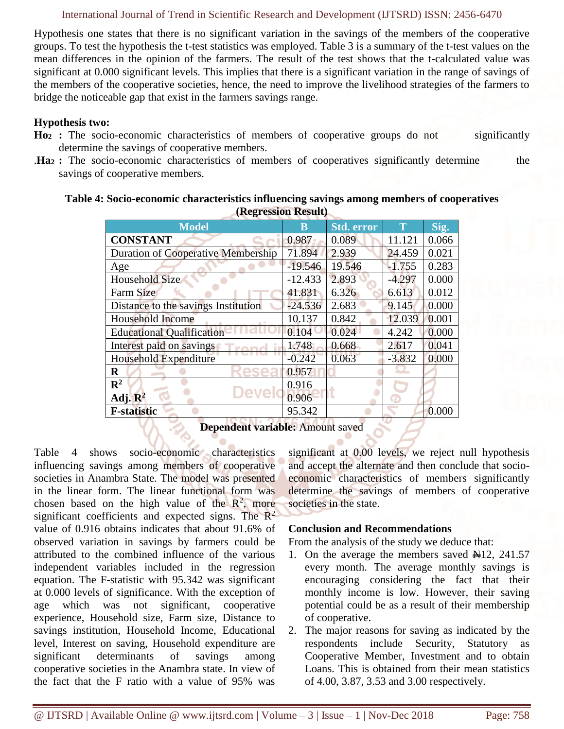Hypothesis one states that there is no significant variation in the savings of the members of the cooperative groups. To test the hypothesis the t-test statistics was employed. Table 3 is a summary of the t-test values on the mean differences in the opinion of the farmers. The result of the test shows that the t-calculated value was significant at 0.000 significant levels. This implies that there is a significant variation in the range of savings of the members of the cooperative societies, hence, the need to improve the livelihood strategies of the farmers to bridge the noticeable gap that exist in the farmers savings range.

**Hypothesis two:**

- **$Ho_2$ :** The socio-economic characteristics of members of cooperative groups do not significantly determine the savings of cooperative members.
- .**$Ha_2$ :** The socio-economic characteristics of members of cooperatives significantly determine the savings of cooperative members.

**Table 4: Socio-economic characteristics influencing savings among members of cooperatives (Regression Result)**

| Model | B | Std. error | T | Sig. |
|---|---|---|---|---|
| **CONSTANT** | 0.987 | 0.089 | 11.121 | 0.066 |
| Duration of Cooperative Membership | 71.894 | 2.939 | 24.459 | 0.021 |
| Age | -19.546 | 19.546 | -1.755 | 0.283 |
| Household Size | -12.433 | 2.893 | -4.297 | 0.000 |
| Farm Size | 41.831 | 6.326 | 6.613 | 0.012 |
| Distance to the savings Institution | -24.536 | 2.683 | 9.145 | 0.000 |
| Household Income | 10.137 | 0.842 | 12.039 | 0.001 |
| Educational Qualification | 0.104 | 0.024 | 4.242 | 0.000 |
| Interest paid on savings | 1.748 | 0.668 | 2.617 | 0.041 |
| Household Expenditure | -0.242 | 0.063 | -3.832 | 0.000 |
| **R** | 0.957 | | | |
| **$R^2$** | 0.916 | | | |
| **Adj. $R^2$** | 0.906 | | | |
| **F-statistic** | 95.342 | | | 0.000 |

**Dependent variable:** Amount saved

Table 4 shows socio-economic characteristics influencing savings among members of cooperative societies in Anambra State. The model was presented in the linear form. The linear functional form was chosen based on the high value of the $R^2$, more significant coefficients and expected signs. The $R^2$ value of 0.916 obtains indicates that about 91.6% of observed variation in savings by farmers could be attributed to the combined influence of the various independent variables included in the regression equation. The F-statistic with 95.342 was significant at 0.000 levels of significance. With the exception of age which was not significant, cooperative experience, Household size, Farm size, Distance to savings institution, Household Income, Educational level, Interest on saving, Household expenditure are significant determinants of savings among cooperative societies in the Anambra state. In view of the fact that the F ratio with a value of 95% was significant at 0.00 levels, we reject null hypothesis and accept the alternate and then conclude that socio-economic characteristics of members significantly determine the savings of members of cooperative societies in the state.

**Conclusion and Recommendations**

From the analysis of the study we deduce that:

1. On the average the members saved ₦12, 241.57 every month. The average monthly savings is encouraging considering the fact that their monthly income is low. However, their saving potential could be as a result of their membership of cooperative.
2. The major reasons for saving as indicated by the respondents include Security, Statutory as Cooperative Member, Investment and to obtain Loans. This is obtained from their mean statistics of 4.00, 3.87, 3.53 and 3.00 respectively.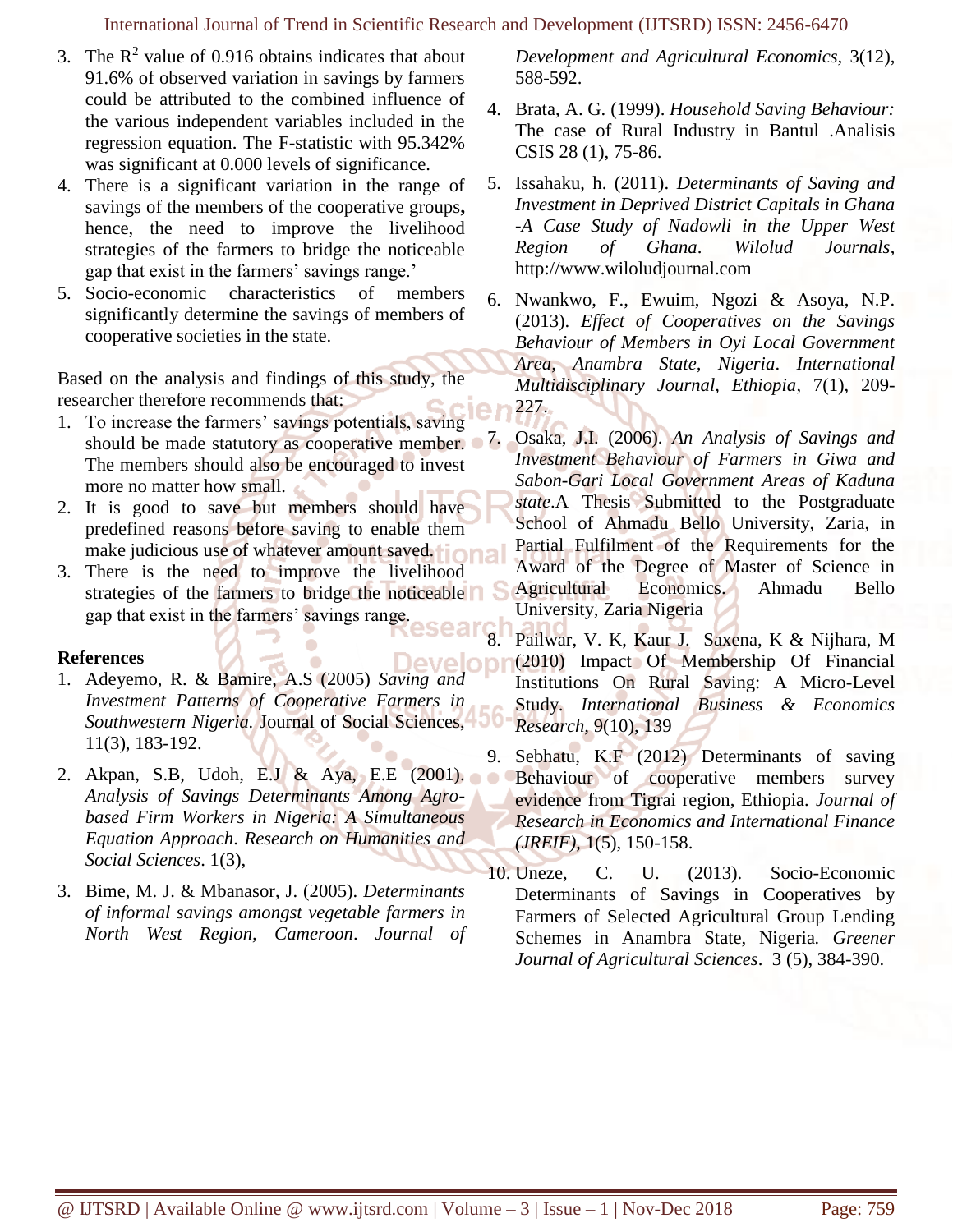3. The $R^2$ value of 0.916 obtains indicates that about 91.6% of observed variation in savings by farmers could be attributed to the combined influence of the various independent variables included in the regression equation. The F-statistic with 95.342% was significant at 0.000 levels of significance.
4. There is a significant variation in the range of savings of the members of the cooperative groups**,** hence, the need to improve the livelihood strategies of the farmers to bridge the noticeable gap that exist in the farmers' savings range.'
5. Socio-economic characteristics of members significantly determine the savings of members of cooperative societies in the state.

Based on the analysis and findings of this study, the researcher therefore recommends that:

1. To increase the farmers' savings potentials, saving should be made statutory as cooperative member. The members should also be encouraged to invest more no matter how small.
2. It is good to save but members should have predefined reasons before saving to enable them make judicious use of whatever amount saved.
3. There is the need to improve the livelihood strategies of the farmers to bridge the noticeable gap that exist in the farmers' savings range.

## References

1. Adeyemo, R. & Bamire, A.S (2005) *Saving and Investment Patterns of Cooperative Farmers in Southwestern Nigeria*. Journal of Social Sciences, 11(3), 183-192.
2. Akpan, S.B, Udoh, E.J & Aya, E.E (2001). *Analysis of Savings Determinants Among Agro-based Firm Workers in Nigeria: A Simultaneous Equation Approach*. *Research on Humanities and Social Sciences*. 1(3),
3. Bime, M. J. & Mbanasor, J. (2005). *Determinants of informal savings amongst vegetable farmers in North West Region, Cameroon*. *Journal of Development and Agricultural Economics,* 3(12), 588-592.
4. Brata, A. G. (1999). *Household Saving Behaviour:* The case of Rural Industry in Bantul .Analisis CSIS 28 (1), 75-86.
5. Issahaku, h. (2011). *Determinants of Saving and Investment in Deprived District Capitals in Ghana -A Case Study of Nadowli in the Upper West Region of Ghana*. *Wilolud Journals*, http://www.wiloludjournal.com
6. Nwankwo, F., Ewuim, Ngozi & Asoya, N.P. (2013). *Effect of Cooperatives on the Savings Behaviour of Members in Oyi Local Government Area, Anambra State, Nigeria*. *International Multidisciplinary Journal, Ethiopia*, 7(1), 209-227.
7. Osaka, J.I. (2006). *An Analysis of Savings and Investment Behaviour of Farmers in Giwa and Sabon-Gari Local Government Areas of Kaduna state*.A Thesis Submitted to the Postgraduate School of Ahmadu Bello University, Zaria, in Partial Fulfilment of the Requirements for the Award of the Degree of Master of Science in Agricultural Economics. Ahmadu Bello University, Zaria Nigeria
8. Pailwar, V. K, Kaur J. Saxena, K & Nijhara, M (2010) Impact Of Membership Of Financial Institutions On Rural Saving: A Micro-Level Study. *International Business & Economics Research,* 9(10), 139
9. Sebhatu, K.F (2012) Determinants of saving Behaviour of cooperative members survey evidence from Tigrai region, Ethiopia. *Journal of Research in Economics and International Finance (JREIF)*, 1(5), 150-158.
10. Uneze, C. U. (2013). Socio-Economic Determinants of Savings in Cooperatives by Farmers of Selected Agricultural Group Lending Schemes in Anambra State, Nigeria*.* *Greener Journal of Agricultural Sciences*. 3 (5), 384-390.